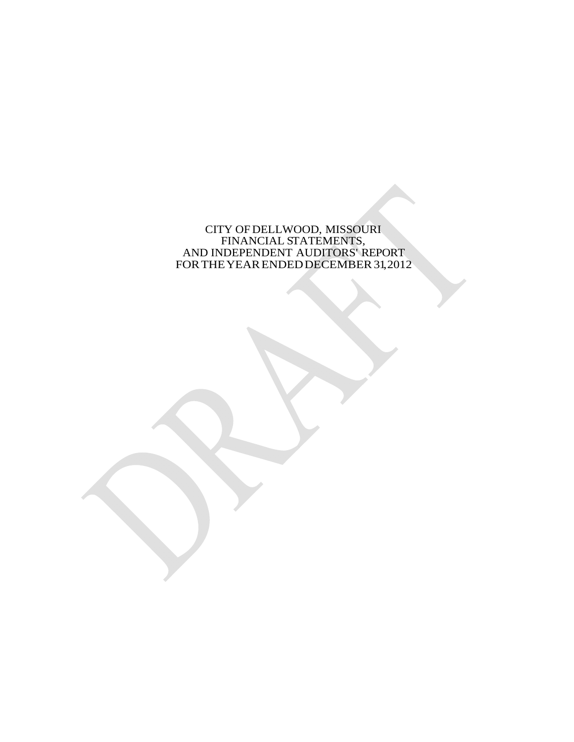# CITY OF DELLWOOD, MISSOURI
# FINANCIAL STATEMENTS,
# AND INDEPENDENT AUDITORS' REPORT
# FOR THE YEAR ENDED DECEMBER 31, 2012

DRAFT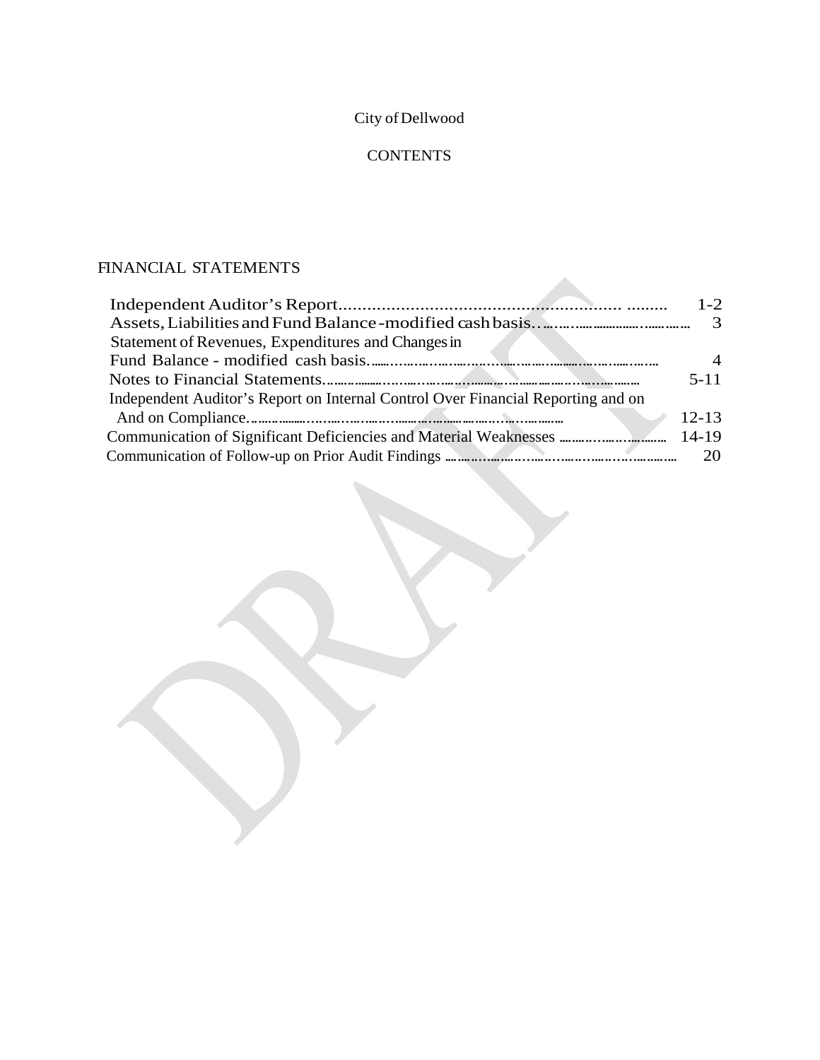City of Dellwood

CONTENTS

FINANCIAL STATEMENTS

| | |
|---|---|
| Independent Auditor's Report | 1-2 |
| Assets, Liabilities and Fund Balance - modified cash basis | 3 |
| Statement of Revenues, Expenditures and Changes in Fund Balance - modified cash basis | 4 |
| Notes to Financial Statements | 5-11 |
| Independent Auditor's Report on Internal Control Over Financial Reporting and on And on Compliance | 12-13 |
| Communication of Significant Deficiencies and Material Weaknesses | 14-19 |
| Communication of Follow-up on Prior Audit Findings | 20 |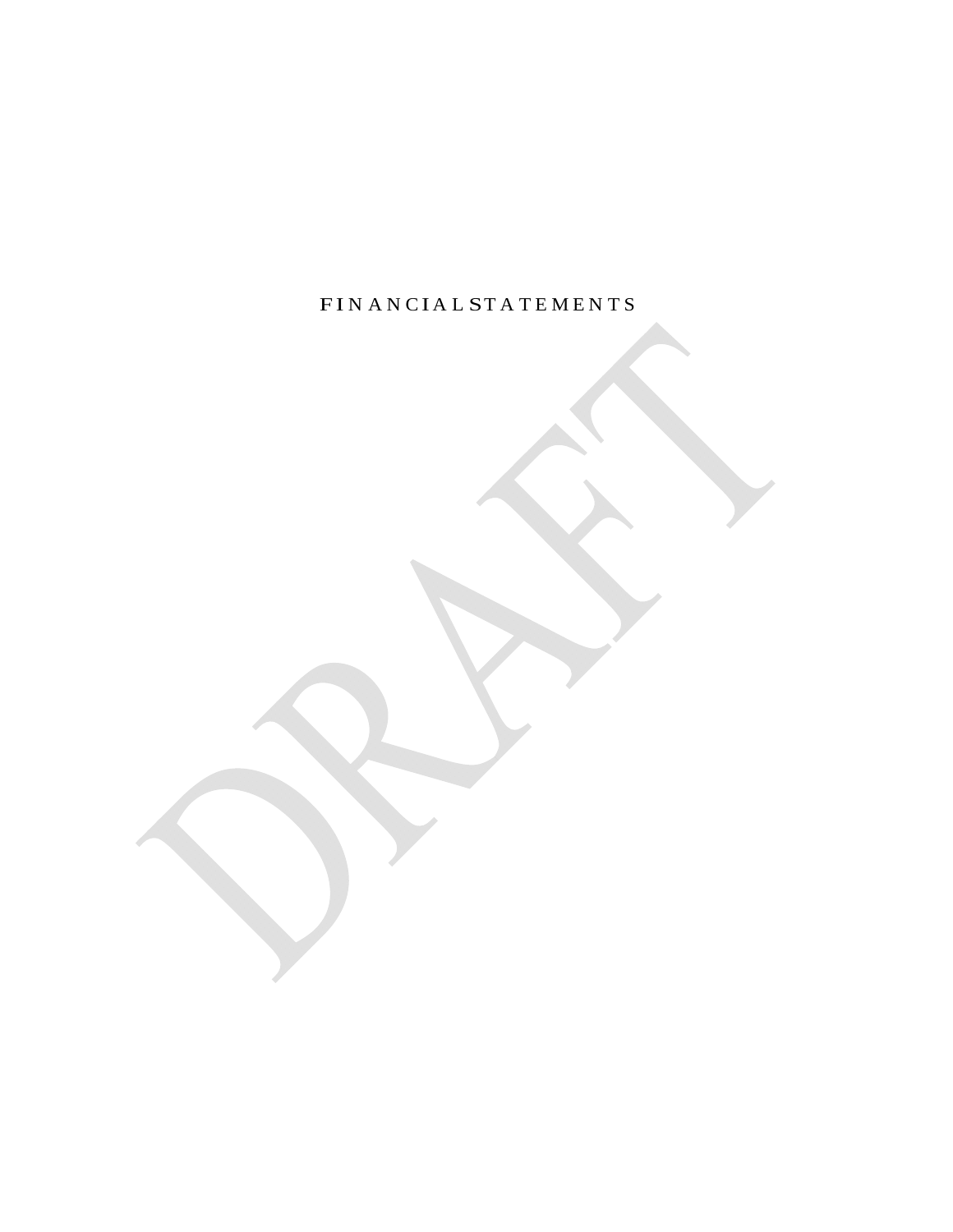# FINANCIAL STATEMENTS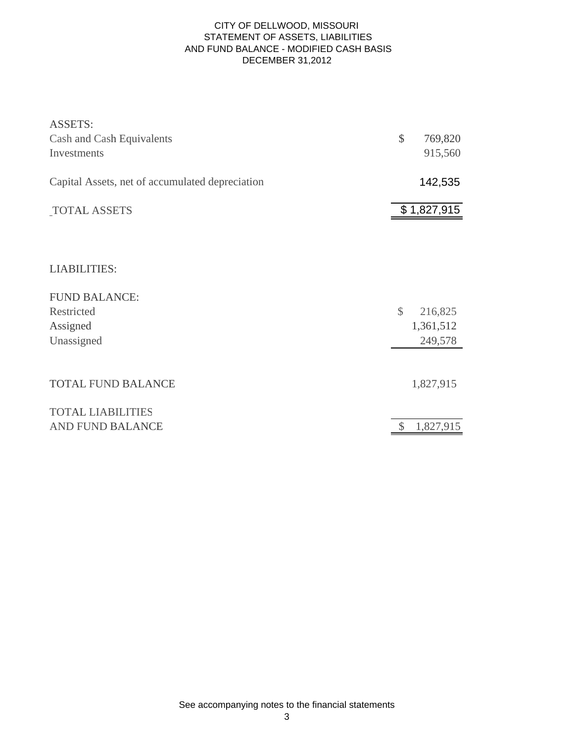# CITY OF DELLWOOD, MISSOURI
## STATEMENT OF ASSETS, LIABILITIES AND FUND BALANCE - MODIFIED CASH BASIS
## DECEMBER 31,2012

| | |
|---|---|
| **ASSETS:** | |
| Cash and Cash Equivalents | $ 769,820 |
| Investments | 915,560 |
| Capital Assets, net of accumulated depreciation | 142,535 |
| TOTAL ASSETS | $ 1,827,915 |
| | |
| **LIABILITIES:** | |
| | |
| **FUND BALANCE:** | |
| Restricted | $ 216,825 |
| Assigned | 1,361,512 |
| Unassigned | 249,578 |
| TOTAL FUND BALANCE | 1,827,915 |
| TOTAL LIABILITIES AND FUND BALANCE | $ 1,827,915 |

See accompanying notes to the financial statements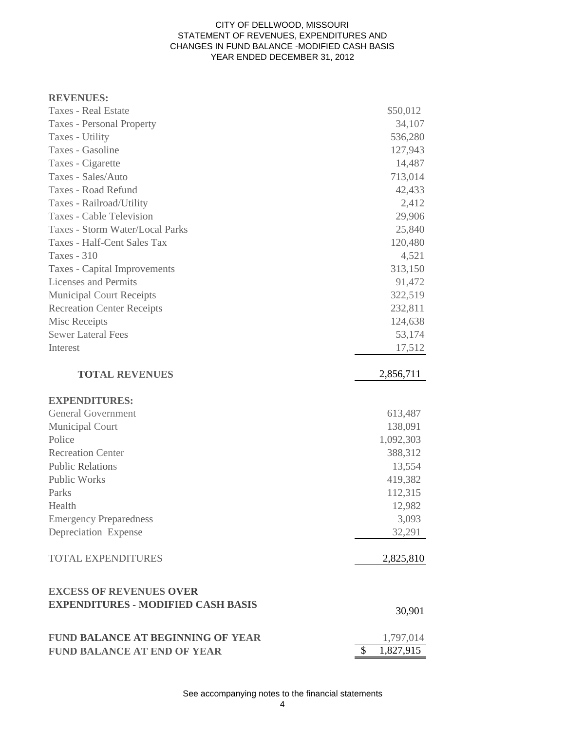# CITY OF DELLWOOD, MISSOURI
## STATEMENT OF REVENUES, EXPENDITURES AND CHANGES IN FUND BALANCE -MODIFIED CASH BASIS
### YEAR ENDED DECEMBER 31, 2012

| | |
|---|---:|
| **REVENUES:** | |
| Taxes - Real Estate | $50,012 |
| Taxes - Personal Property | 34,107 |
| Taxes - Utility | 536,280 |
| Taxes - Gasoline | 127,943 |
| Taxes - Cigarette | 14,487 |
| Taxes - Sales/Auto | 713,014 |
| Taxes - Road Refund | 42,433 |
| Taxes - Railroad/Utility | 2,412 |
| Taxes - Cable Television | 29,906 |
| Taxes - Storm Water/Local Parks | 25,840 |
| Taxes - Half-Cent Sales Tax | 120,480 |
| Taxes - 310 | 4,521 |
| Taxes - Capital Improvements | 313,150 |
| Licenses and Permits | 91,472 |
| Municipal Court Receipts | 322,519 |
| Recreation Center Receipts | 232,811 |
| Misc Receipts | 124,638 |
| Sewer Lateral Fees | 53,174 |
| Interest | 17,512 |
| **TOTAL REVENUES** | 2,856,711 |
| **EXPENDITURES:** | |
| General Government | 613,487 |
| Municipal Court | 138,091 |
| Police | 1,092,303 |
| Recreation Center | 388,312 |
| Public Relations | 13,554 |
| Public Works | 419,382 |
| Parks | 112,315 |
| Health | 12,982 |
| Emergency Preparedness | 3,093 |
| Depreciation Expense | 32,291 |
| TOTAL EXPENDITURES | 2,825,810 |
| **EXCESS OF REVENUES OVER EXPENDITURES - MODIFIED CASH BASIS** | 30,901 |
| **FUND BALANCE AT BEGINNING OF YEAR** | 1,797,014 |
| **FUND BALANCE AT END OF YEAR** | $ 1,827,915 |

See accompanying notes to the financial statements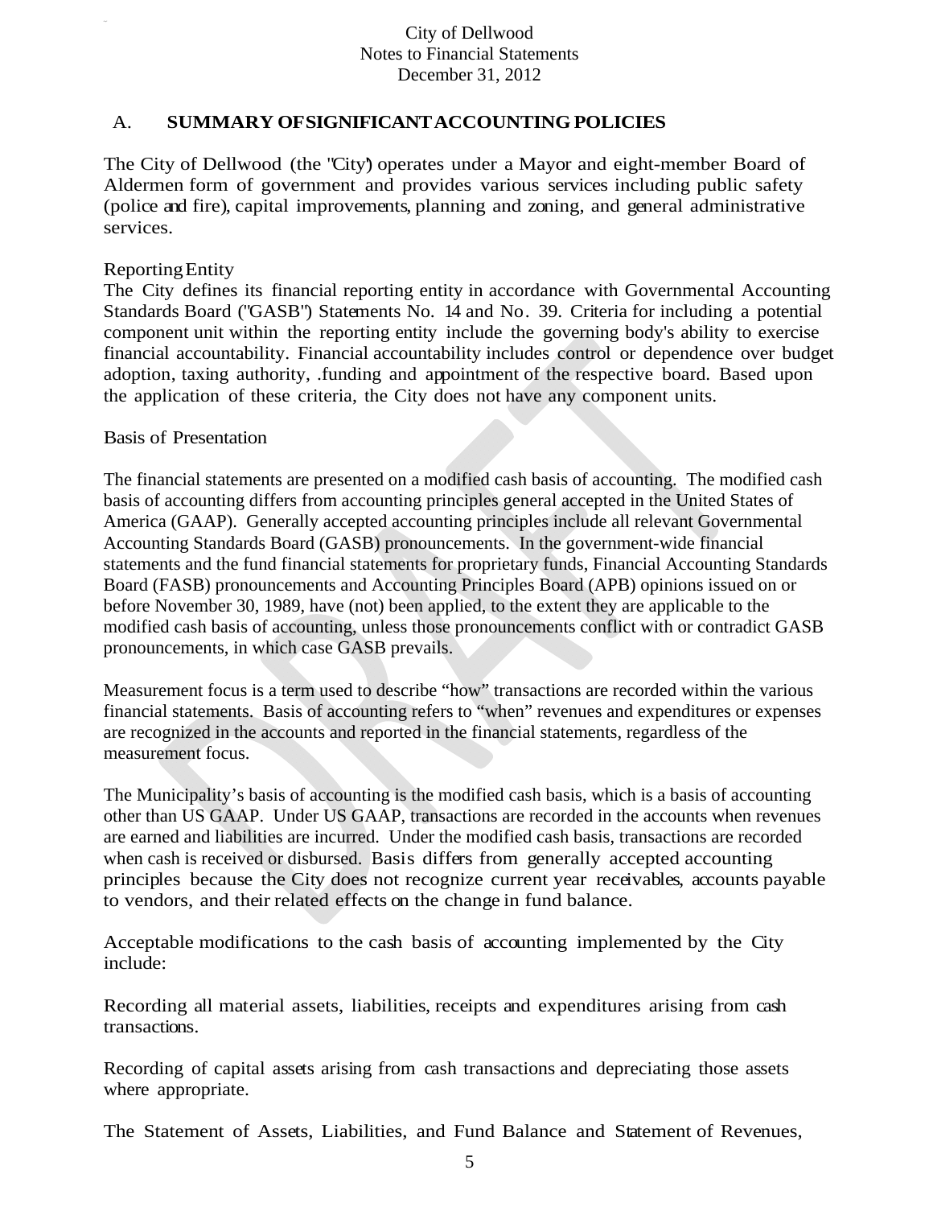City of Dellwood
Notes to Financial Statements
December 31, 2012

## A. SUMMARY OF SIGNIFICANT ACCOUNTING POLICIES

The City of Dellwood (the "City") operates under a Mayor and eight-member Board of Aldermen form of government and provides various services including public safety (police and fire), capital improvements, planning and zoning, and general administrative services.

Reporting Entity
The City defines its financial reporting entity in accordance with Governmental Accounting Standards Board ("GASB") Statements No. 14 and No. 39. Criteria for including a potential component unit within the reporting entity include the governing body's ability to exercise financial accountability. Financial accountability includes control or dependence over budget adoption, taxing authority, .funding and appointment of the respective board. Based upon the application of these criteria, the City does not have any component units.

Basis of Presentation

The financial statements are presented on a modified cash basis of accounting. The modified cash basis of accounting differs from accounting principles general accepted in the United States of America (GAAP). Generally accepted accounting principles include all relevant Governmental Accounting Standards Board (GASB) pronouncements. In the government-wide financial statements and the fund financial statements for proprietary funds, Financial Accounting Standards Board (FASB) pronouncements and Accounting Principles Board (APB) opinions issued on or before November 30, 1989, have (not) been applied, to the extent they are applicable to the modified cash basis of accounting, unless those pronouncements conflict with or contradict GASB pronouncements, in which case GASB prevails.

Measurement focus is a term used to describe "how" transactions are recorded within the various financial statements. Basis of accounting refers to "when" revenues and expenditures or expenses are recognized in the accounts and reported in the financial statements, regardless of the measurement focus.

The Municipality's basis of accounting is the modified cash basis, which is a basis of accounting other than US GAAP. Under US GAAP, transactions are recorded in the accounts when revenues are earned and liabilities are incurred. Under the modified cash basis, transactions are recorded when cash is received or disbursed. Basis differs from generally accepted accounting principles because the City does not recognize current year receivables, accounts payable to vendors, and their related effects on the change in fund balance.

Acceptable modifications to the cash basis of accounting implemented by the City include:

Recording all material assets, liabilities, receipts and expenditures arising from cash transactions.

Recording of capital assets arising from cash transactions and depreciating those assets where appropriate.

The Statement of Assets, Liabilities, and Fund Balance and Statement of Revenues,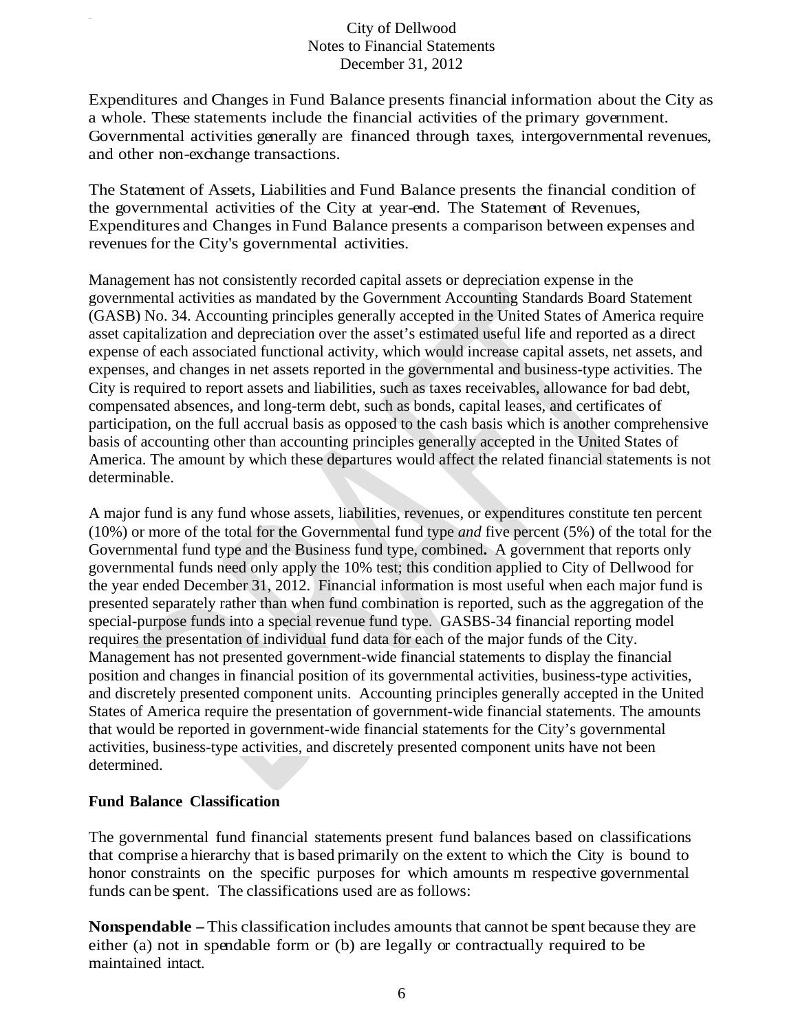Expenditures and Changes in Fund Balance presents financial information about the City as a whole. These statements include the financial activities of the primary government. Governmental activities generally are financed through taxes, intergovernmental revenues, and other non-exchange transactions.

The Statement of Assets, Liabilities and Fund Balance presents the financial condition of the governmental activities of the City at year-end. The Statement of Revenues, Expenditures and Changes in Fund Balance presents a comparison between expenses and revenues for the City's governmental activities.

Management has not consistently recorded capital assets or depreciation expense in the governmental activities as mandated by the Government Accounting Standards Board Statement (GASB) No. 34. Accounting principles generally accepted in the United States of America require asset capitalization and depreciation over the asset's estimated useful life and reported as a direct expense of each associated functional activity, which would increase capital assets, net assets, and expenses, and changes in net assets reported in the governmental and business-type activities. The City is required to report assets and liabilities, such as taxes receivables, allowance for bad debt, compensated absences, and long-term debt, such as bonds, capital leases, and certificates of participation, on the full accrual basis as opposed to the cash basis which is another comprehensive basis of accounting other than accounting principles generally accepted in the United States of America. The amount by which these departures would affect the related financial statements is not determinable.

A major fund is any fund whose assets, liabilities, revenues, or expenditures constitute ten percent (10%) or more of the total for the Governmental fund type *and* five percent (5%) of the total for the Governmental fund type and the Business fund type, combined**.** A government that reports only governmental funds need only apply the 10% test; this condition applied to City of Dellwood for the year ended December 31, 2012. Financial information is most useful when each major fund is presented separately rather than when fund combination is reported, such as the aggregation of the special-purpose funds into a special revenue fund type. GASBS-34 financial reporting model requires the presentation of individual fund data for each of the major funds of the City. Management has not presented government-wide financial statements to display the financial position and changes in financial position of its governmental activities, business-type activities, and discretely presented component units. Accounting principles generally accepted in the United States of America require the presentation of government-wide financial statements. The amounts that would be reported in government-wide financial statements for the City's governmental activities, business-type activities, and discretely presented component units have not been determined.

**Fund Balance Classification**

The governmental fund financial statements present fund balances based on classifications that comprise a hierarchy that is based primarily on the extent to which the City is bound to honor constraints on the specific purposes for which amounts m respective governmental funds can be spent. The classifications used are as follows:

**Nonspendable –** This classification includes amounts that cannot be spent because they are either (a) not in spendable form or (b) are legally or contractually required to be maintained intact.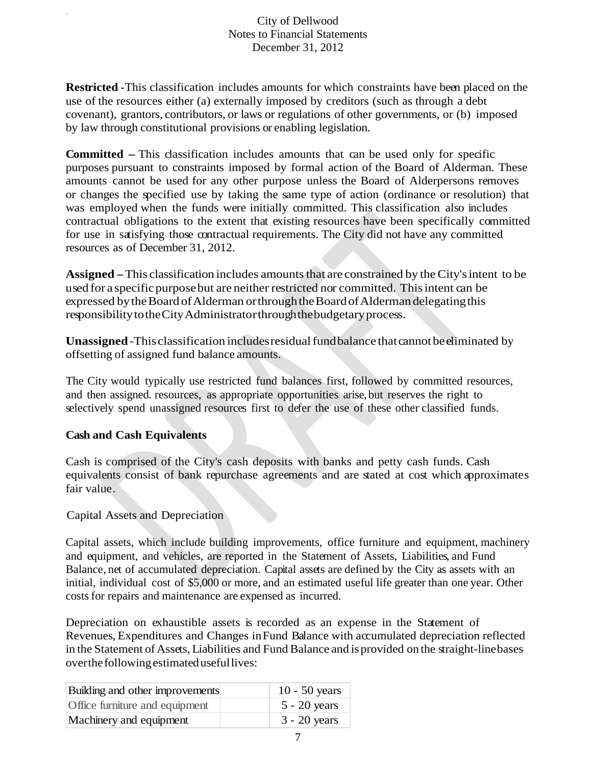**Restricted** -This classification includes amounts for which constraints have been placed on the use of the resources either (a) externally imposed by creditors (such as through a debt covenant), grantors, contributors, or laws or regulations of other governments, or (b) imposed by law through constitutional provisions or enabling legislation.

**Committed –** This classification includes amounts that can be used only for specific purposes pursuant to constraints imposed by formal action of the Board of Alderman. These amounts cannot be used for any other purpose unless the Board of Alderpersons removes or changes the specified use by taking the same type of action (ordinance or resolution) that was employed when the funds were initially committed. This classification also includes contractual obligations to the extent that existing resources have been specifically committed for use in satisfying those contractual requirements. The City did not have any committed resources as of December 31, 2012.

**Assigned –** This classification includes amounts that are constrained by the City's intent to be used for a specific purpose but are neither restricted nor committed. This intent can be expressed by the Board of Alderman or through the Board of Alderman delegating this responsibility to the City Administrator through the budgetary process.

**Unassigned** -This classification includes residual fund balance that cannot be eliminated by offsetting of assigned fund balance amounts.

The City would typically use restricted fund balances first, followed by committed resources, and then assigned. resources, as appropriate opportunities arise, but reserves the right to selectively spend unassigned resources first to defer the use of these other classified funds.

**Cash and Cash Equivalents**

Cash is comprised of the City's cash deposits with banks and petty cash funds. Cash equivalents consist of bank repurchase agreements and are stated at cost which approximates fair value.

Capital Assets and Depreciation

Capital assets, which include building improvements, office furniture and equipment, machinery and equipment, and vehicles, are reported in the Statement of Assets, Liabilities, and Fund Balance, net of accumulated depreciation. Capital assets are defined by the City as assets with an initial, individual cost of $5,000 or more, and an estimated useful life greater than one year. Other costs for repairs and maintenance are expensed as incurred.

Depreciation on exhaustible assets is recorded as an expense in the Statement of Revenues, Expenditures and Changes in Fund Balance with accumulated depreciation reflected in the Statement of Assets, Liabilities and Fund Balance and is provided on the straight-line bases over the following estimated useful lives:

| | | |
|---|---|---|
| Building and other improvements | | 10 - 50 years |
| Office furniture and equipment | | 5 - 20 years |
| Machinery and equipment | | 3 - 20 years |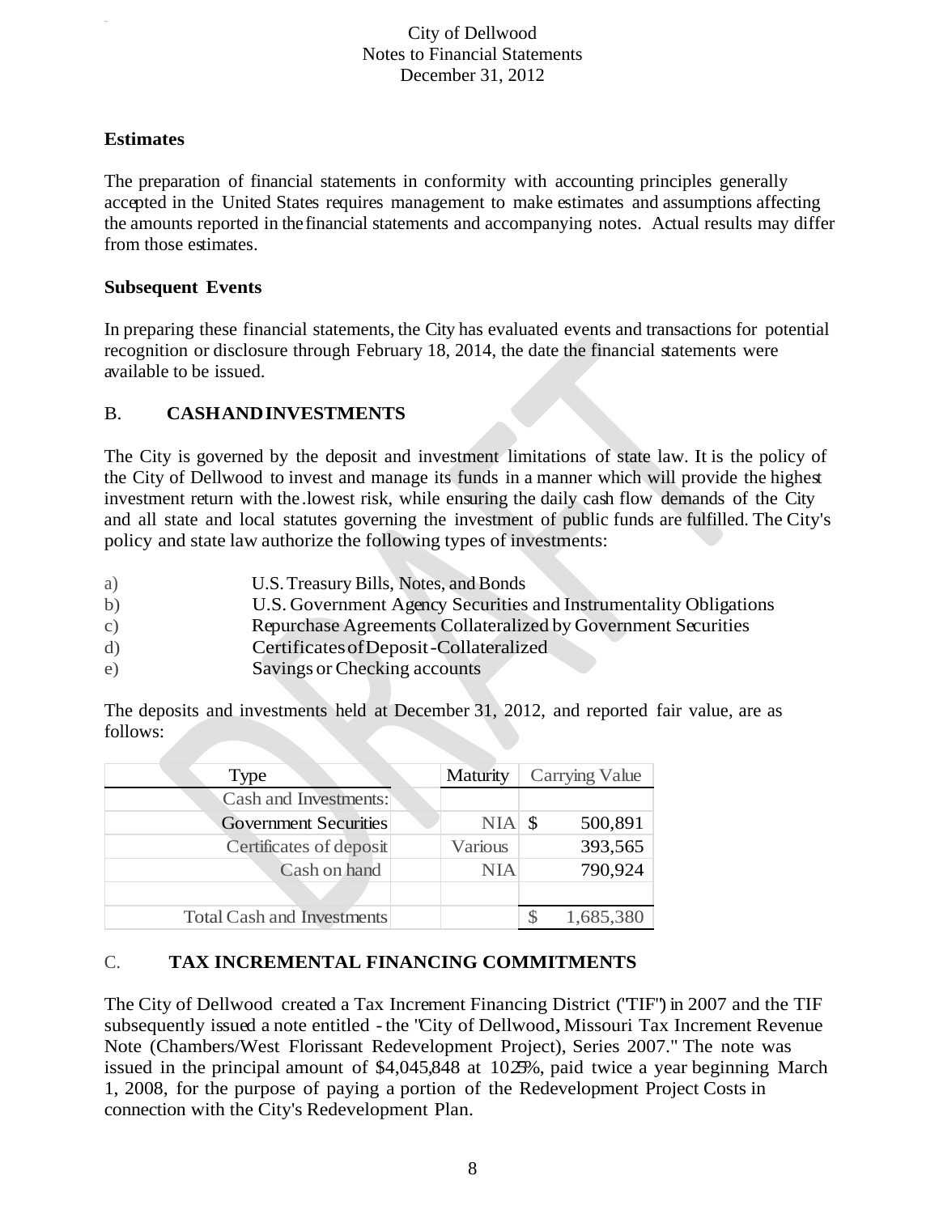### Estimates

The preparation of financial statements in conformity with accounting principles generally accepted in the United States requires management to make estimates and assumptions affecting the amounts reported in the financial statements and accompanying notes. Actual results may differ from those estimates.

### Subsequent Events

In preparing these financial statements, the City has evaluated events and transactions for potential recognition or disclosure through February 18, 2014, the date the financial statements were available to be issued.

## B. CASH AND INVESTMENTS

The City is governed by the deposit and investment limitations of state law. It is the policy of the City of Dellwood to invest and manage its funds in a manner which will provide the highest investment return with the .lowest risk, while ensuring the daily cash flow demands of the City and all state and local statutes governing the investment of public funds are fulfilled. The City's policy and state law authorize the following types of investments:

a) U.S. Treasury Bills, Notes, and Bonds
b) U.S. Government Agency Securities and Instrumentality Obligations
c) Repurchase Agreements Collateralized by Government Securities
d) Certificates of Deposit-Collateralized
e) Savings or Checking accounts

The deposits and investments held at December 31, 2012, and reported fair value, are as follows:

| Type | Maturity | Carrying Value |
|---|---|---|
| Cash and Investments: | | |
| Government Securities | NIA | $ 500,891 |
| Certificates of deposit | Various | 393,565 |
| Cash on hand | NIA | 790,924 |
| | | |
| Total Cash and Investments | | $ 1,685,380 |

## C. TAX INCREMENTAL FINANCING COMMITMENTS

The City of Dellwood created a Tax Increment Financing District ("TIF") in 2007 and the TIF subsequently issued a note entitled - the "City of Dellwood, Missouri Tax Increment Revenue Note (Chambers/West Florissant Redevelopment Project), Series 2007." The note was issued in the principal amount of $4,045,848 at 10.25%, paid twice a year beginning March 1, 2008, for the purpose of paying a portion of the Redevelopment Project Costs in connection with the City's Redevelopment Plan.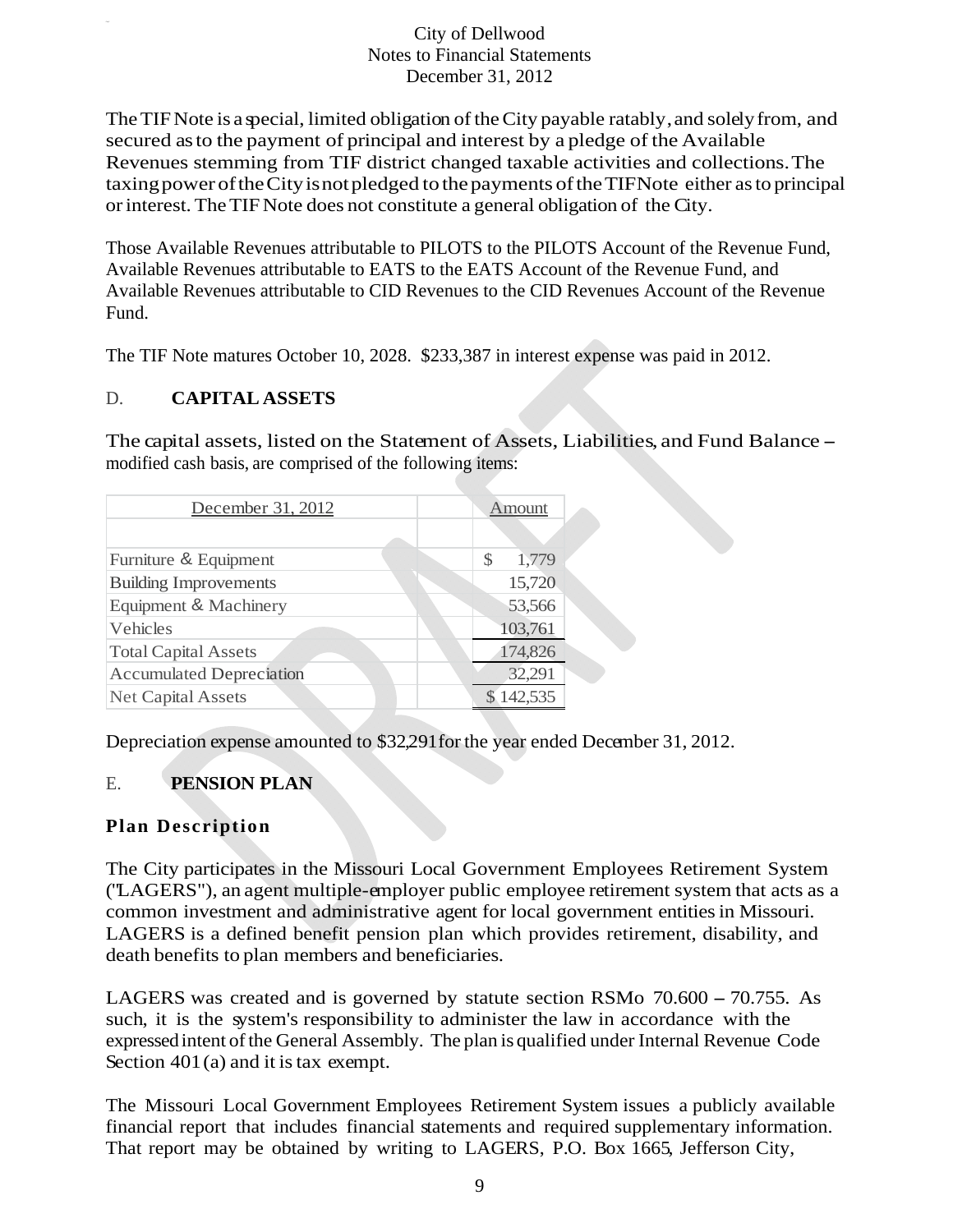The TIF Note is a special, limited obligation of the City payable ratably, and solely from, and secured as to the payment of principal and interest by a pledge of the Available Revenues stemming from TIF district changed taxable activities and collections. The taxing power of the City is not pledged to the payments of the TIF Note either as to principal or interest. The TIF Note does not constitute a general obligation of the City.

Those Available Revenues attributable to PILOTS to the PILOTS Account of the Revenue Fund, Available Revenues attributable to EATS to the EATS Account of the Revenue Fund, and Available Revenues attributable to CID Revenues to the CID Revenues Account of the Revenue Fund.

The TIF Note matures October 10, 2028. $233,387 in interest expense was paid in 2012.

## D. CAPITAL ASSETS

The capital assets, listed on the Statement of Assets, Liabilities, and Fund Balance – modified cash basis, are comprised of the following items:

| December 31, 2012 | Amount |
|---|---|
| | |
| Furniture & Equipment | $ 1,779 |
| Building Improvements | 15,720 |
| Equipment & Machinery | 53,566 |
| Vehicles | 103,761 |
| Total Capital Assets | 174,826 |
| Accumulated Depreciation | 32,291 |
| Net Capital Assets | $ 142,535 |

Depreciation expense amounted to $32,291 for the year ended December 31, 2012.

## E. PENSION PLAN

### Plan Description

The City participates in the Missouri Local Government Employees Retirement System ("LAGERS"), an agent multiple-employer public employee retirement system that acts as a common investment and administrative agent for local government entities in Missouri. LAGERS is a defined benefit pension plan which provides retirement, disability, and death benefits to plan members and beneficiaries.

LAGERS was created and is governed by statute section RSMo 70.600 – 70.755. As such, it is the system's responsibility to administer the law in accordance with the expressed intent of the General Assembly. The plan is qualified under Internal Revenue Code Section 401(a) and it is tax exempt.

The Missouri Local Government Employees Retirement System issues a publicly available financial report that includes financial statements and required supplementary information. That report may be obtained by writing to LAGERS, P.O. Box 1665, Jefferson City,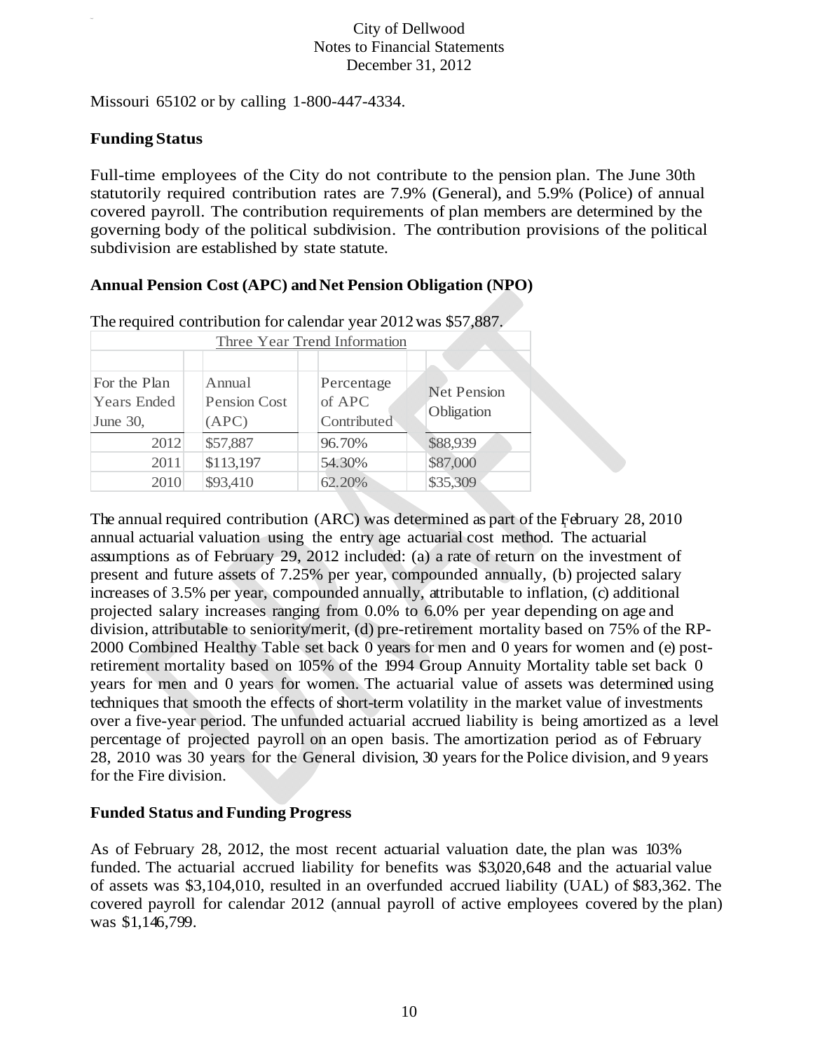Missouri 65102 or by calling 1-800-447-4334.

## Funding Status

Full-time employees of the City do not contribute to the pension plan. The June 30th statutorily required contribution rates are 7.9% (General), and 5.9% (Police) of annual covered payroll. The contribution requirements of plan members are determined by the governing body of the political subdivision. The contribution provisions of the political subdivision are established by state statute.

## Annual Pension Cost (APC) and Net Pension Obligation (NPO)

The required contribution for calendar year 2012 was $57,887.

| Three Year Trend Information | | | |
|---|---|---|---|
| For the Plan Years Ended June 30, | Annual Pension Cost (APC) | Percentage of APC Contributed | Net Pension Obligation |
| 2012 | $57,887 | 96.70% | $88,939 |
| 2011 | $113,197 | 54.30% | $87,000 |
| 2010 | $93,410 | 62.20% | $35,309 |

The annual required contribution (ARC) was determined as part of the February 28, 2010 annual actuarial valuation using the entry age actuarial cost method. The actuarial assumptions as of February 29, 2012 included: (a) a rate of return on the investment of present and future assets of 7.25% per year, compounded annually, (b) projected salary increases of 3.5% per year, compounded annually, attributable to inflation, (c) additional projected salary increases ranging from 0.0% to 6.0% per year depending on age and division, attributable to seniority/merit, (d) pre-retirement mortality based on 75% of the RP-2000 Combined Healthy Table set back 0 years for men and 0 years for women and (e) post-retirement mortality based on 105% of the 1994 Group Annuity Mortality table set back 0 years for men and 0 years for women. The actuarial value of assets was determined using techniques that smooth the effects of short-term volatility in the market value of investments over a five-year period. The unfunded actuarial accrued liability is being amortized as a level percentage of projected payroll on an open basis. The amortization period as of February 28, 2010 was 30 years for the General division, 30 years for the Police division, and 9 years for the Fire division.

## Funded Status and Funding Progress

As of February 28, 2012, the most recent actuarial valuation date, the plan was 103% funded. The actuarial accrued liability for benefits was $3,020,648 and the actuarial value of assets was $3,104,010, resulted in an overfunded accrued liability (UAL) of $83,362. The covered payroll for calendar 2012 (annual payroll of active employees covered by the plan) was $1,146,799.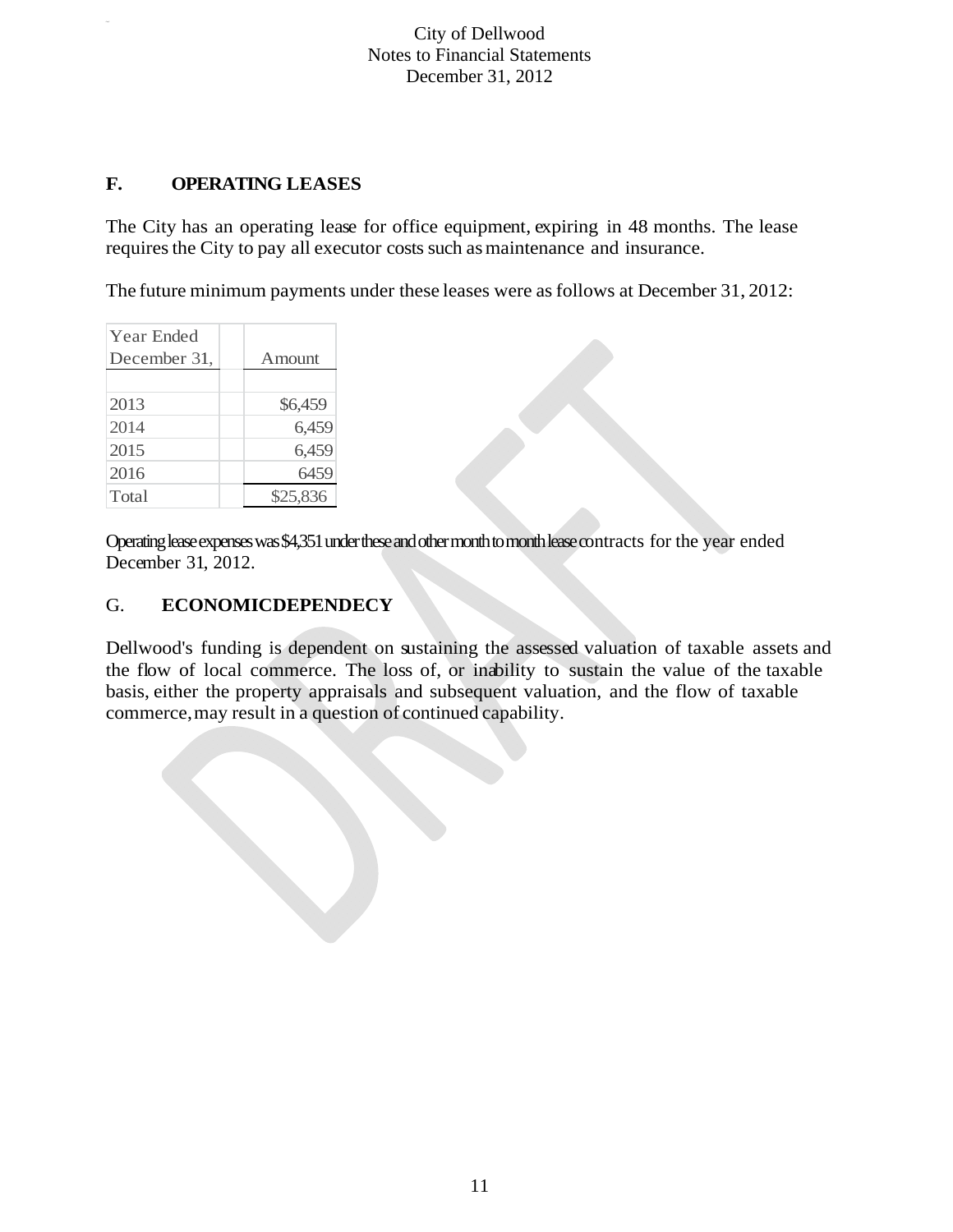## F. OPERATING LEASES

The City has an operating lease for office equipment, expiring in 48 months. The lease requires the City to pay all executor costs such as maintenance and insurance.

The future minimum payments under these leases were as follows at December 31, 2012:

| Year Ended December 31, | | Amount |
|---|---|---|
| | | |
| 2013 | | \$6,459 |
| 2014 | | 6,459 |
| 2015 | | 6,459 |
| 2016 | | 6459 |
| Total | | \$25,836 |

Operating lease expenses was \$4,351 under these and other month to month lease contracts for the year ended December 31, 2012.

## G. ECONOMICDEPENDECY

Dellwood's funding is dependent on sustaining the assessed valuation of taxable assets and the flow of local commerce. The loss of, or inability to sustain the value of the taxable basis, either the property appraisals and subsequent valuation, and the flow of taxable commerce, may result in a question of continued capability.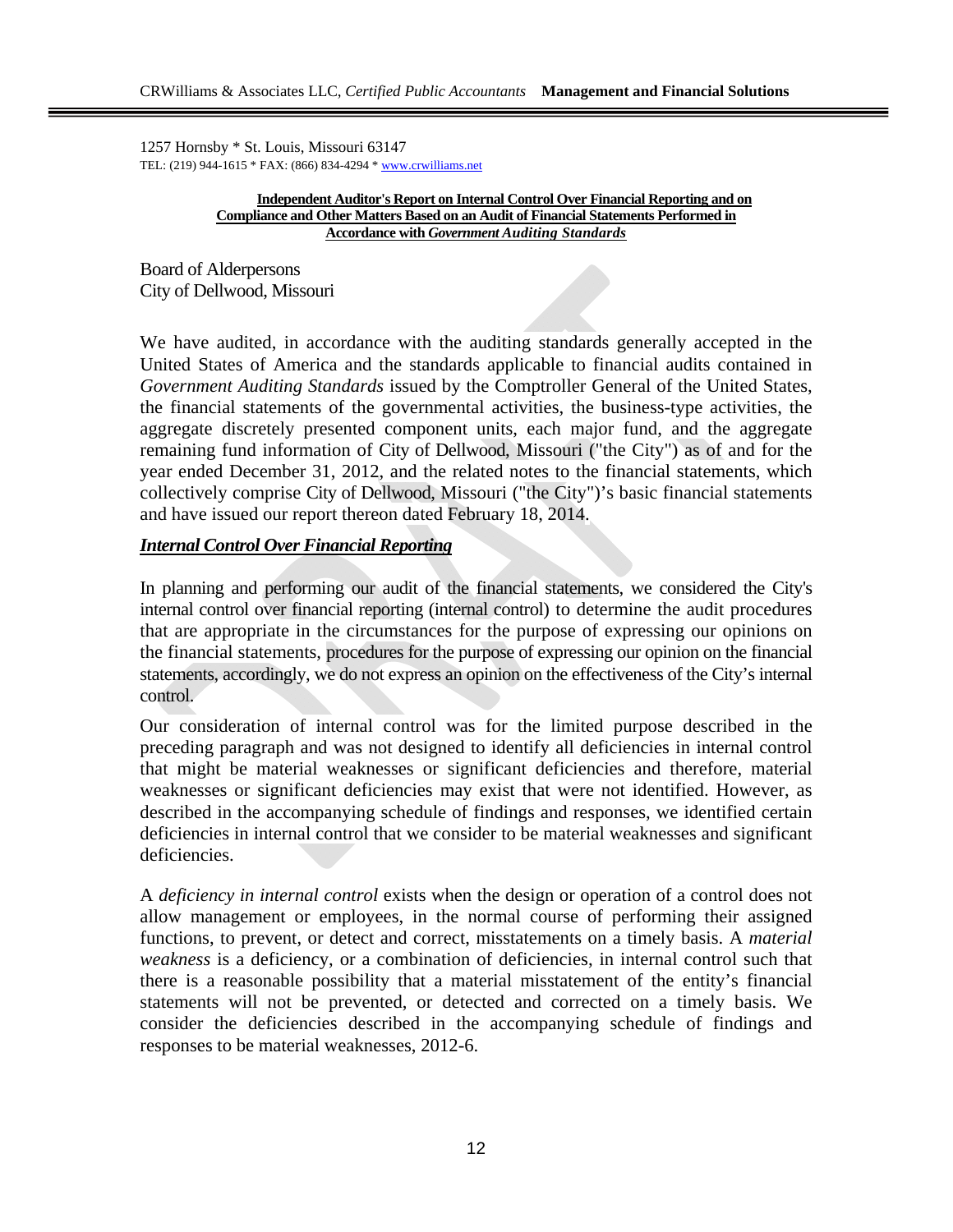CRWilliams & Associates LLC, *Certified Public Accountants* **Management and Financial Solutions**

1257 Hornsby * St. Louis, Missouri 63147
TEL: (219) 944-1615 * FAX: (866) 834-4294 * www.crwilliams.net

**Independent Auditor's Report on Internal Control Over Financial Reporting and on Compliance and Other Matters Based on an Audit of Financial Statements Performed in Accordance with *Government Auditing Standards***

Board of Alderpersons
City of Dellwood, Missouri

We have audited, in accordance with the auditing standards generally accepted in the United States of America and the standards applicable to financial audits contained in *Government Auditing Standards* issued by the Comptroller General of the United States, the financial statements of the governmental activities, the business-type activities, the aggregate discretely presented component units, each major fund, and the aggregate remaining fund information of City of Dellwood, Missouri ("the City") as of and for the year ended December 31, 2012, and the related notes to the financial statements, which collectively comprise City of Dellwood, Missouri ("the City")'s basic financial statements and have issued our report thereon dated February 18, 2014.

***Internal Control Over Financial Reporting***

In planning and performing our audit of the financial statements, we considered the City's internal control over financial reporting (internal control) to determine the audit procedures that are appropriate in the circumstances for the purpose of expressing our opinions on the financial statements, procedures for the purpose of expressing our opinion on the financial statements, accordingly, we do not express an opinion on the effectiveness of the City's internal control.

Our consideration of internal control was for the limited purpose described in the preceding paragraph and was not designed to identify all deficiencies in internal control that might be material weaknesses or significant deficiencies and therefore, material weaknesses or significant deficiencies may exist that were not identified. However, as described in the accompanying schedule of findings and responses, we identified certain deficiencies in internal control that we consider to be material weaknesses and significant deficiencies.

A *deficiency in internal control* exists when the design or operation of a control does not allow management or employees, in the normal course of performing their assigned functions, to prevent, or detect and correct, misstatements on a timely basis. A *material weakness* is a deficiency, or a combination of deficiencies, in internal control such that there is a reasonable possibility that a material misstatement of the entity's financial statements will not be prevented, or detected and corrected on a timely basis. We consider the deficiencies described in the accompanying schedule of findings and responses to be material weaknesses, 2012-6.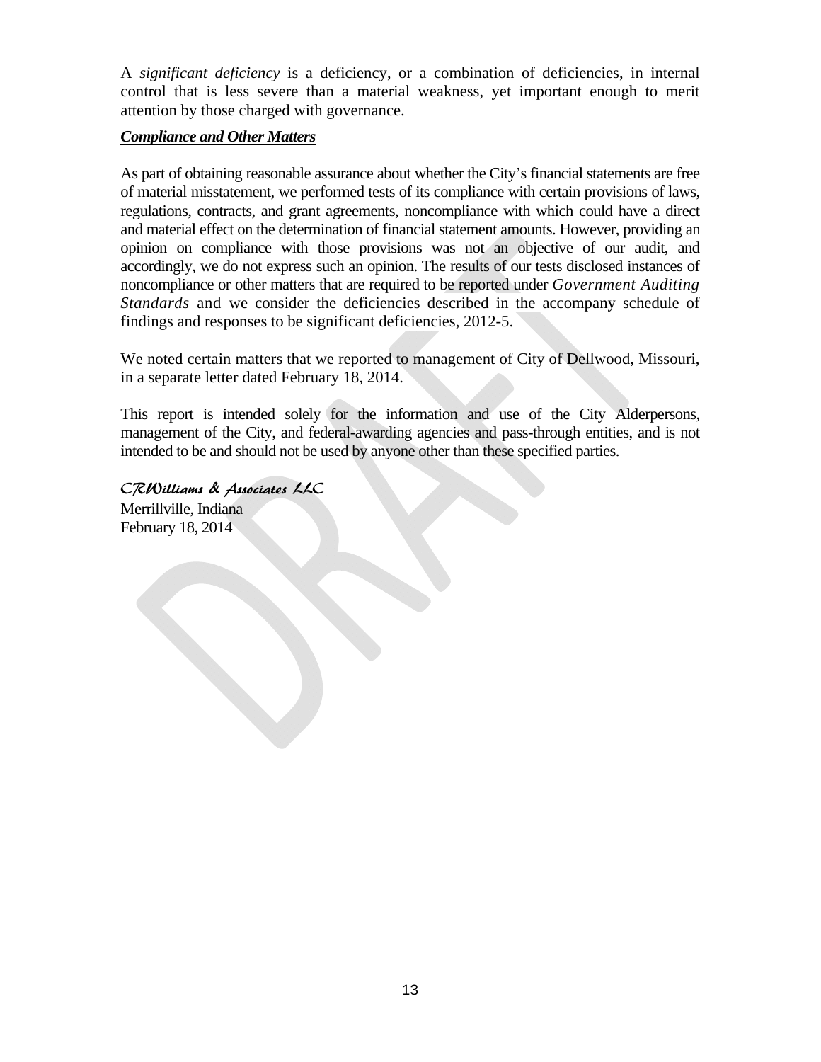A *significant deficiency* is a deficiency, or a combination of deficiencies, in internal control that is less severe than a material weakness, yet important enough to merit attention by those charged with governance.

***Compliance and Other Matters***

As part of obtaining reasonable assurance about whether the City's financial statements are free of material misstatement, we performed tests of its compliance with certain provisions of laws, regulations, contracts, and grant agreements, noncompliance with which could have a direct and material effect on the determination of financial statement amounts. However, providing an opinion on compliance with those provisions was not an objective of our audit, and accordingly, we do not express such an opinion. The results of our tests disclosed instances of noncompliance or other matters that are required to be reported under *Government Auditing Standards* and we consider the deficiencies described in the accompany schedule of findings and responses to be significant deficiencies, 2012-5.

We noted certain matters that we reported to management of City of Dellwood, Missouri, in a separate letter dated February 18, 2014.

This report is intended solely for the information and use of the City Alderpersons, management of the City, and federal-awarding agencies and pass-through entities, and is not intended to be and should not be used by anyone other than these specified parties.

*CRWilliams & Associates LLC*
Merrillville, Indiana
February 18, 2014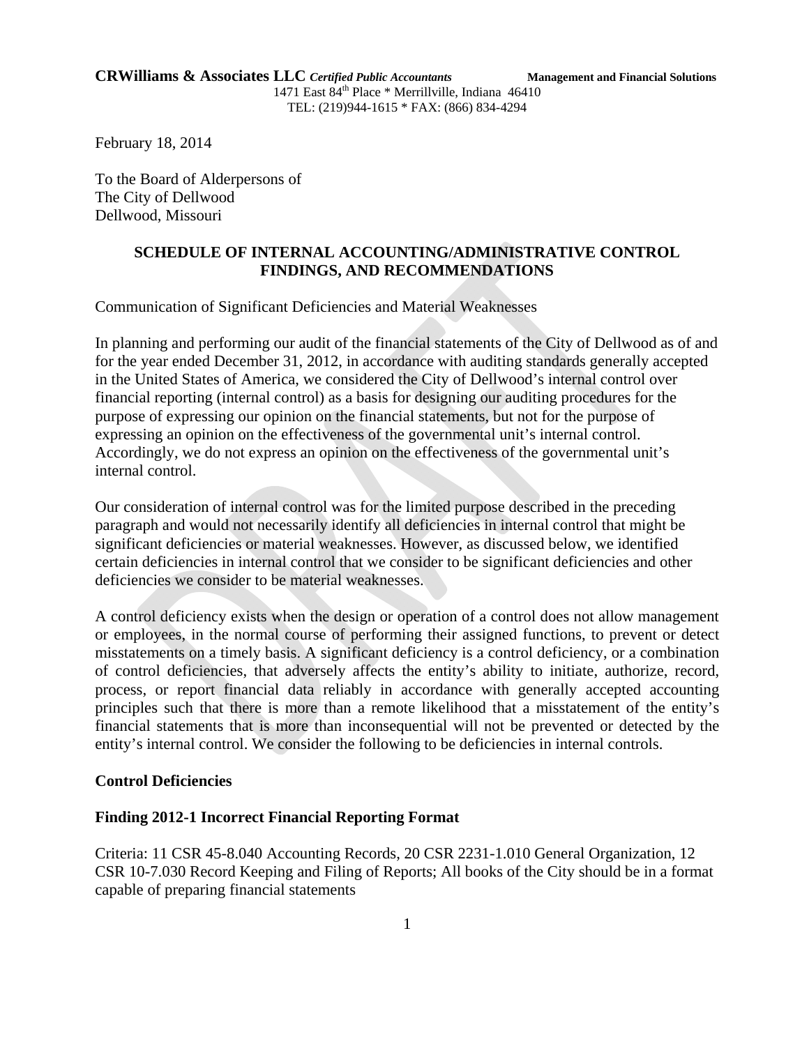**CRWilliams & Associates LLC** *Certified Public Accountants* **Management and Financial Solutions**
1471 East 84th Place * Merrillville, Indiana 46410
TEL: (219)944-1615 * FAX: (866) 834-4294

February 18, 2014

To the Board of Alderpersons of
The City of Dellwood
Dellwood, Missouri

## SCHEDULE OF INTERNAL ACCOUNTING/ADMINISTRATIVE CONTROL FINDINGS, AND RECOMMENDATIONS

Communication of Significant Deficiencies and Material Weaknesses

In planning and performing our audit of the financial statements of the City of Dellwood as of and for the year ended December 31, 2012, in accordance with auditing standards generally accepted in the United States of America, we considered the City of Dellwood's internal control over financial reporting (internal control) as a basis for designing our auditing procedures for the purpose of expressing our opinion on the financial statements, but not for the purpose of expressing an opinion on the effectiveness of the governmental unit's internal control. Accordingly, we do not express an opinion on the effectiveness of the governmental unit's internal control.

Our consideration of internal control was for the limited purpose described in the preceding paragraph and would not necessarily identify all deficiencies in internal control that might be significant deficiencies or material weaknesses. However, as discussed below, we identified certain deficiencies in internal control that we consider to be significant deficiencies and other deficiencies we consider to be material weaknesses.

A control deficiency exists when the design or operation of a control does not allow management or employees, in the normal course of performing their assigned functions, to prevent or detect misstatements on a timely basis. A significant deficiency is a control deficiency, or a combination of control deficiencies, that adversely affects the entity's ability to initiate, authorize, record, process, or report financial data reliably in accordance with generally accepted accounting principles such that there is more than a remote likelihood that a misstatement of the entity's financial statements that is more than inconsequential will not be prevented or detected by the entity's internal control. We consider the following to be deficiencies in internal controls.

### Control Deficiencies

### Finding 2012-1 Incorrect Financial Reporting Format

Criteria: 11 CSR 45-8.040 Accounting Records, 20 CSR 2231-1.010 General Organization, 12 CSR 10-7.030 Record Keeping and Filing of Reports; All books of the City should be in a format capable of preparing financial statements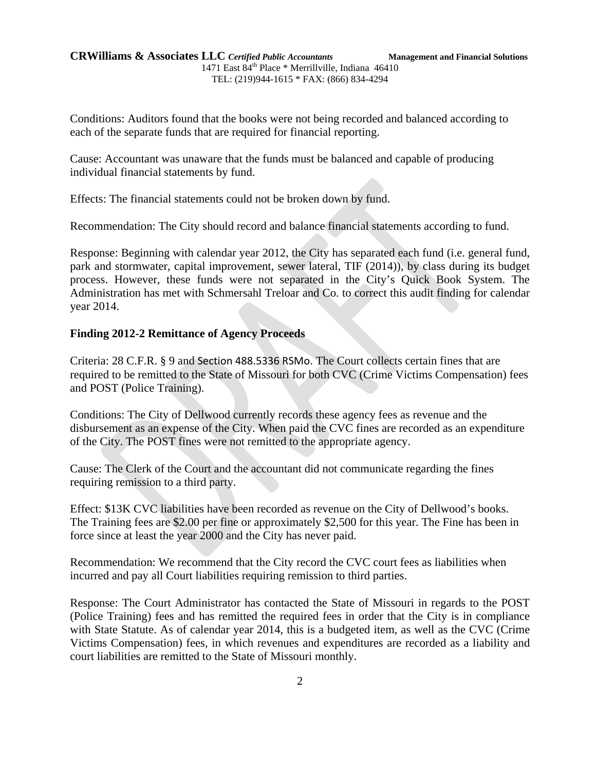Conditions: Auditors found that the books were not being recorded and balanced according to each of the separate funds that are required for financial reporting.

Cause: Accountant was unaware that the funds must be balanced and capable of producing individual financial statements by fund.

Effects: The financial statements could not be broken down by fund.

Recommendation: The City should record and balance financial statements according to fund.

Response: Beginning with calendar year 2012, the City has separated each fund (i.e. general fund, park and stormwater, capital improvement, sewer lateral, TIF (2014)), by class during its budget process. However, these funds were not separated in the City's Quick Book System. The Administration has met with Schmersahl Treloar and Co. to correct this audit finding for calendar year 2014.

**Finding 2012-2 Remittance of Agency Proceeds**

Criteria: 28 C.F.R. § 9 and Section 488.5336 RSMo. The Court collects certain fines that are required to be remitted to the State of Missouri for both CVC (Crime Victims Compensation) fees and POST (Police Training).

Conditions: The City of Dellwood currently records these agency fees as revenue and the disbursement as an expense of the City. When paid the CVC fines are recorded as an expenditure of the City. The POST fines were not remitted to the appropriate agency.

Cause: The Clerk of the Court and the accountant did not communicate regarding the fines requiring remission to a third party.

Effect: $13K CVC liabilities have been recorded as revenue on the City of Dellwood's books. The Training fees are $2.00 per fine or approximately $2,500 for this year. The Fine has been in force since at least the year 2000 and the City has never paid.

Recommendation: We recommend that the City record the CVC court fees as liabilities when incurred and pay all Court liabilities requiring remission to third parties.

Response: The Court Administrator has contacted the State of Missouri in regards to the POST (Police Training) fees and has remitted the required fees in order that the City is in compliance with State Statute. As of calendar year 2014, this is a budgeted item, as well as the CVC (Crime Victims Compensation) fees, in which revenues and expenditures are recorded as a liability and court liabilities are remitted to the State of Missouri monthly.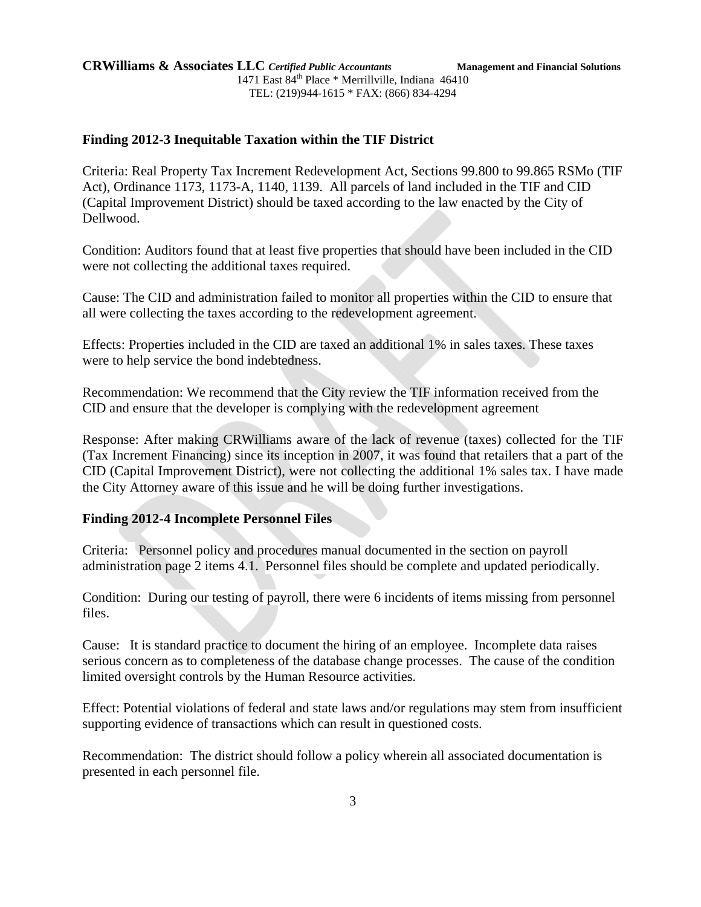## Finding 2012-3 Inequitable Taxation within the TIF District

Criteria: Real Property Tax Increment Redevelopment Act, Sections 99.800 to 99.865 RSMo (TIF Act), Ordinance 1173, 1173-A, 1140, 1139. All parcels of land included in the TIF and CID (Capital Improvement District) should be taxed according to the law enacted by the City of Dellwood.

Condition: Auditors found that at least five properties that should have been included in the CID were not collecting the additional taxes required.

Cause: The CID and administration failed to monitor all properties within the CID to ensure that all were collecting the taxes according to the redevelopment agreement.

Effects: Properties included in the CID are taxed an additional 1% in sales taxes. These taxes were to help service the bond indebtedness.

Recommendation: We recommend that the City review the TIF information received from the CID and ensure that the developer is complying with the redevelopment agreement

Response: After making CRWilliams aware of the lack of revenue (taxes) collected for the TIF (Tax Increment Financing) since its inception in 2007, it was found that retailers that a part of the CID (Capital Improvement District), were not collecting the additional 1% sales tax. I have made the City Attorney aware of this issue and he will be doing further investigations.

## Finding 2012-4 Incomplete Personnel Files

Criteria: Personnel policy and procedures manual documented in the section on payroll administration page 2 items 4.1. Personnel files should be complete and updated periodically.

Condition: During our testing of payroll, there were 6 incidents of items missing from personnel files.

Cause: It is standard practice to document the hiring of an employee. Incomplete data raises serious concern as to completeness of the database change processes. The cause of the condition limited oversight controls by the Human Resource activities.

Effect: Potential violations of federal and state laws and/or regulations may stem from insufficient supporting evidence of transactions which can result in questioned costs.

Recommendation: The district should follow a policy wherein all associated documentation is presented in each personnel file.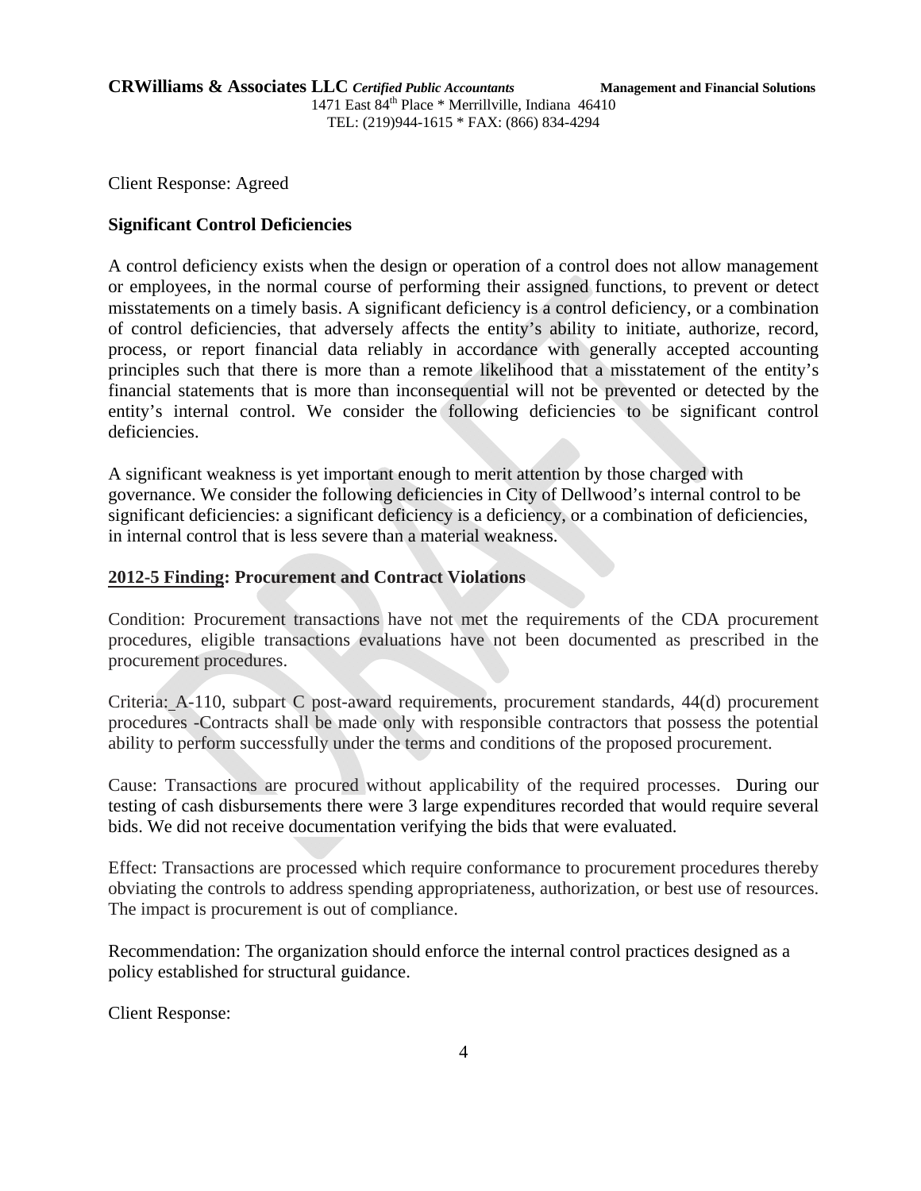Client Response: Agreed

**Significant Control Deficiencies**

A control deficiency exists when the design or operation of a control does not allow management or employees, in the normal course of performing their assigned functions, to prevent or detect misstatements on a timely basis. A significant deficiency is a control deficiency, or a combination of control deficiencies, that adversely affects the entity's ability to initiate, authorize, record, process, or report financial data reliably in accordance with generally accepted accounting principles such that there is more than a remote likelihood that a misstatement of the entity's financial statements that is more than inconsequential will not be prevented or detected by the entity's internal control. We consider the following deficiencies to be significant control deficiencies.

A significant weakness is yet important enough to merit attention by those charged with governance. We consider the following deficiencies in City of Dellwood's internal control to be significant deficiencies: a significant deficiency is a deficiency, or a combination of deficiencies, in internal control that is less severe than a material weakness.

**<u>2012-5 Finding</u>: Procurement and Contract Violations**

Condition: Procurement transactions have not met the requirements of the CDA procurement procedures, eligible transactions evaluations have not been documented as prescribed in the procurement procedures.

Criteria: A-110, subpart C post-award requirements, procurement standards, 44(d) procurement procedures -Contracts shall be made only with responsible contractors that possess the potential ability to perform successfully under the terms and conditions of the proposed procurement.

Cause: Transactions are procured without applicability of the required processes. During our testing of cash disbursements there were 3 large expenditures recorded that would require several bids. We did not receive documentation verifying the bids that were evaluated.

Effect: Transactions are processed which require conformance to procurement procedures thereby obviating the controls to address spending appropriateness, authorization, or best use of resources. The impact is procurement is out of compliance.

Recommendation: The organization should enforce the internal control practices designed as a policy established for structural guidance.

Client Response: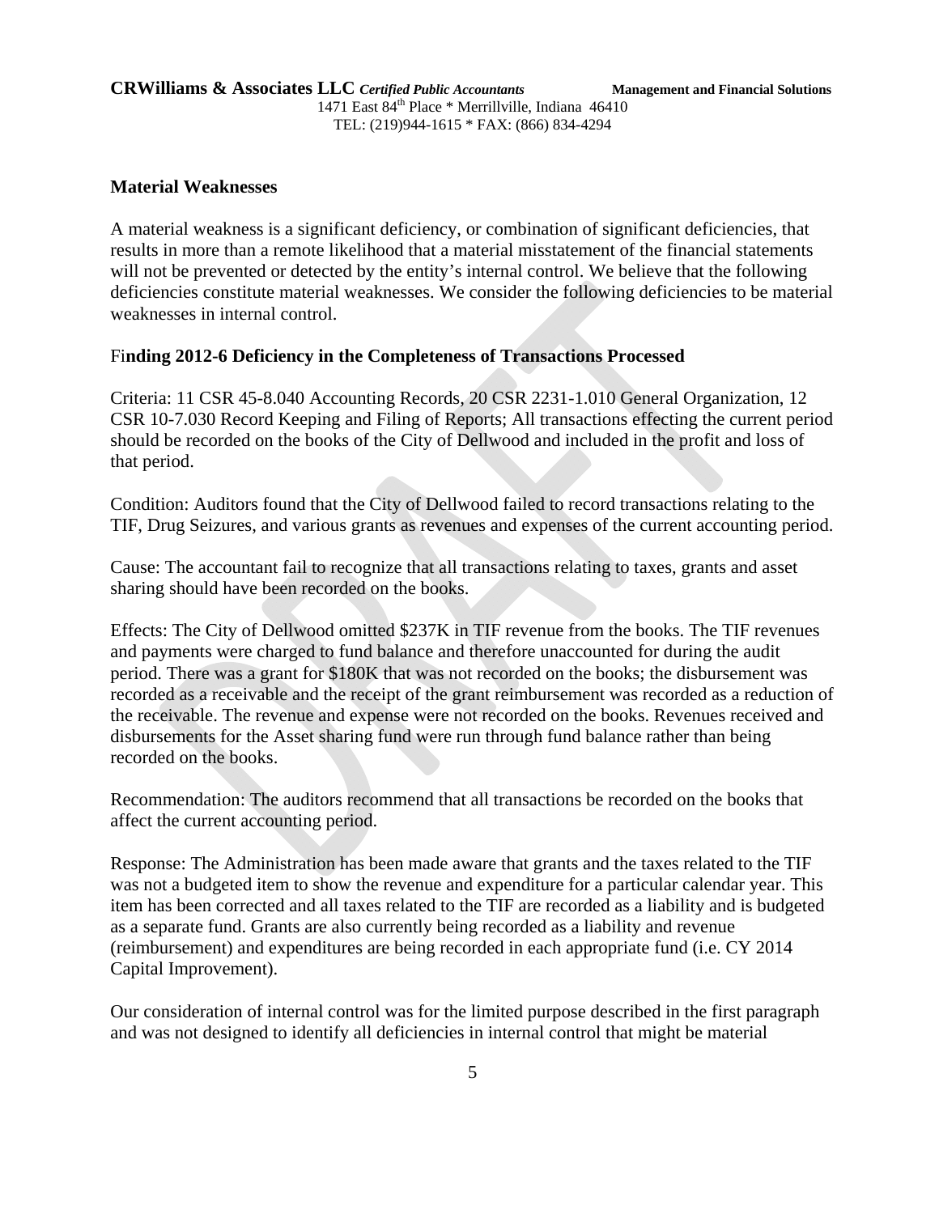**CRWilliams & Associates LLC** *Certified Public Accountants* **Management and Financial Solutions**
1471 East 84th Place * Merrillville, Indiana 46410
TEL: (219)944-1615 * FAX: (866) 834-4294

**Material Weaknesses**

A material weakness is a significant deficiency, or combination of significant deficiencies, that results in more than a remote likelihood that a material misstatement of the financial statements will not be prevented or detected by the entity's internal control. We believe that the following deficiencies constitute material weaknesses. We consider the following deficiencies to be material weaknesses in internal control.

F**inding 2012-6 Deficiency in the Completeness of Transactions Processed**

Criteria: 11 CSR 45-8.040 Accounting Records, 20 CSR 2231-1.010 General Organization, 12 CSR 10-7.030 Record Keeping and Filing of Reports; All transactions effecting the current period should be recorded on the books of the City of Dellwood and included in the profit and loss of that period.

Condition: Auditors found that the City of Dellwood failed to record transactions relating to the TIF, Drug Seizures, and various grants as revenues and expenses of the current accounting period.

Cause: The accountant fail to recognize that all transactions relating to taxes, grants and asset sharing should have been recorded on the books.

Effects: The City of Dellwood omitted $237K in TIF revenue from the books. The TIF revenues and payments were charged to fund balance and therefore unaccounted for during the audit period. There was a grant for $180K that was not recorded on the books; the disbursement was recorded as a receivable and the receipt of the grant reimbursement was recorded as a reduction of the receivable. The revenue and expense were not recorded on the books. Revenues received and disbursements for the Asset sharing fund were run through fund balance rather than being recorded on the books.

Recommendation: The auditors recommend that all transactions be recorded on the books that affect the current accounting period.

Response: The Administration has been made aware that grants and the taxes related to the TIF was not a budgeted item to show the revenue and expenditure for a particular calendar year. This item has been corrected and all taxes related to the TIF are recorded as a liability and is budgeted as a separate fund. Grants are also currently being recorded as a liability and revenue (reimbursement) and expenditures are being recorded in each appropriate fund (i.e. CY 2014 Capital Improvement).

Our consideration of internal control was for the limited purpose described in the first paragraph and was not designed to identify all deficiencies in internal control that might be material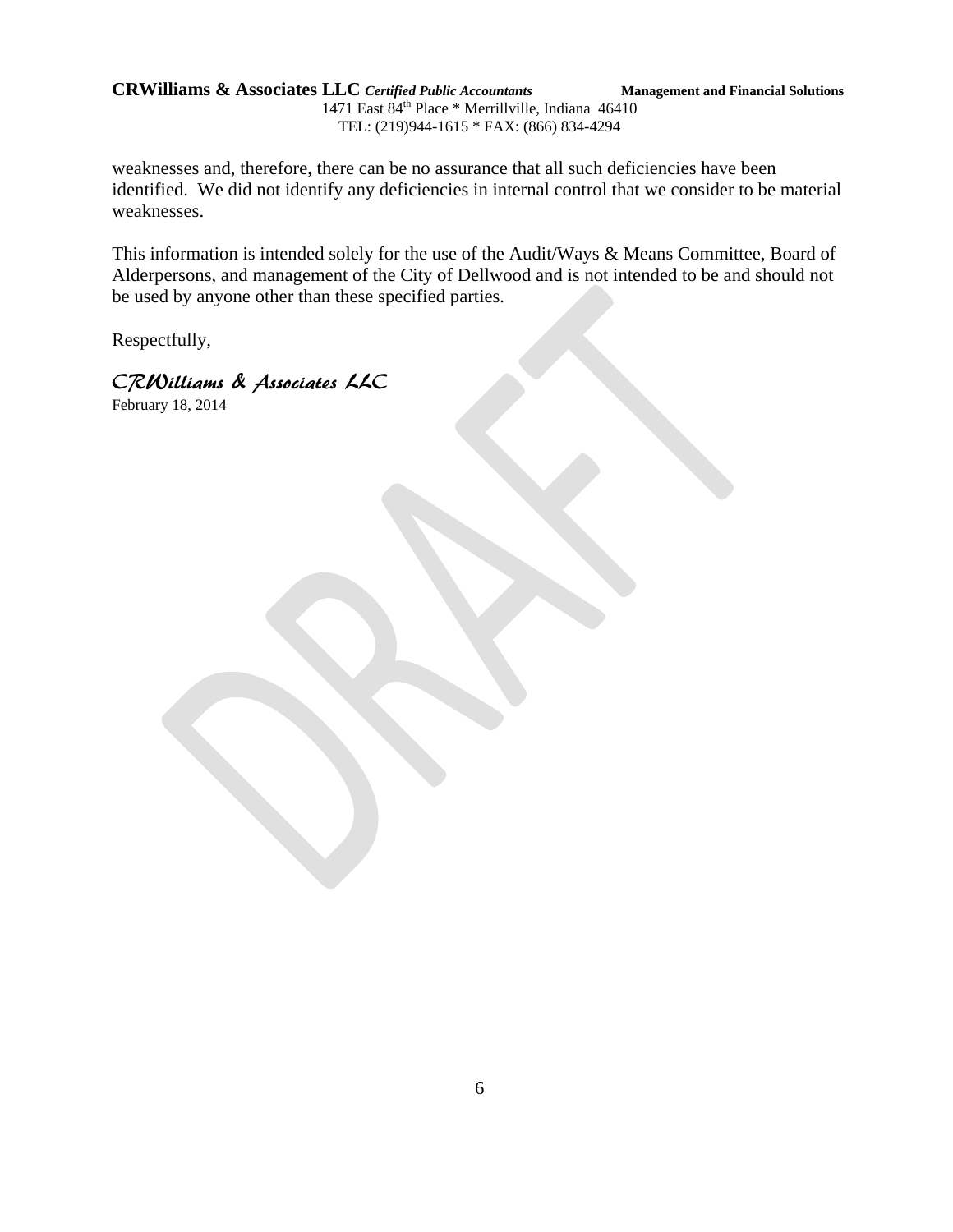weaknesses and, therefore, there can be no assurance that all such deficiencies have been identified. We did not identify any deficiencies in internal control that we consider to be material weaknesses.

This information is intended solely for the use of the Audit/Ways & Means Committee, Board of Alderpersons, and management of the City of Dellwood and is not intended to be and should not be used by anyone other than these specified parties.

Respectfully,

*CRWilliams & Associates LLC*

February 18, 2014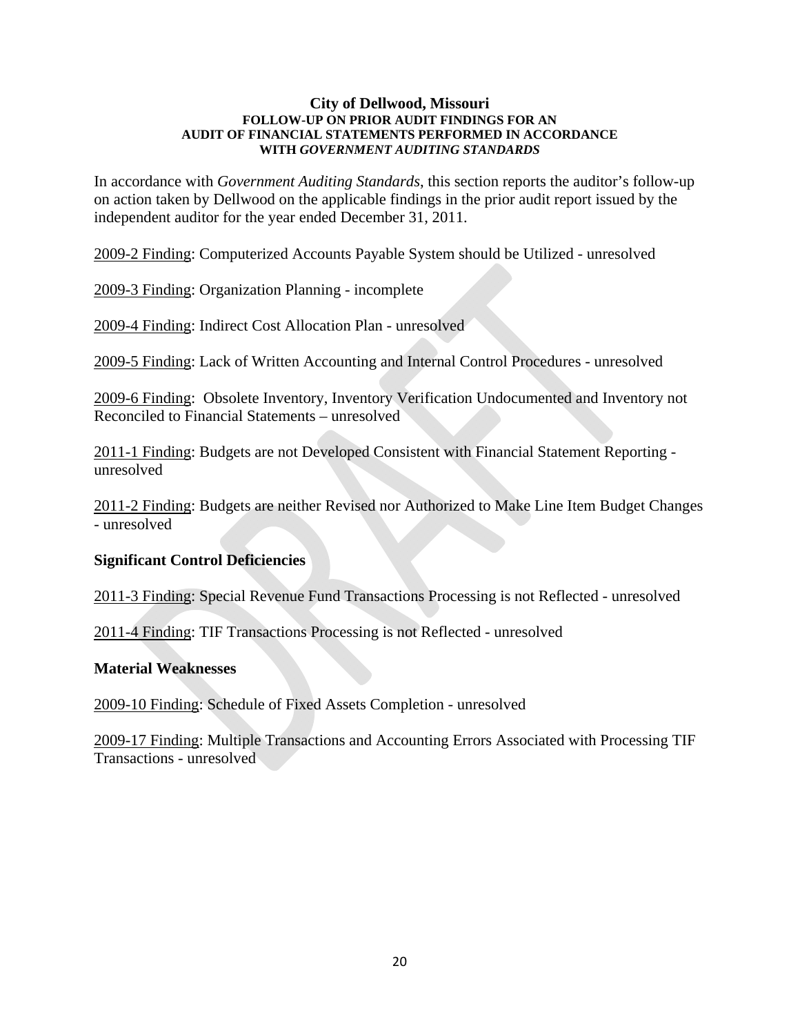**City of Dellwood, Missouri**
**FOLLOW-UP ON PRIOR AUDIT FINDINGS FOR AN AUDIT OF FINANCIAL STATEMENTS PERFORMED IN ACCORDANCE WITH *GOVERNMENT AUDITING STANDARDS***

In accordance with *Government Auditing Standards*, this section reports the auditor's follow-up on action taken by Dellwood on the applicable findings in the prior audit report issued by the independent auditor for the year ended December 31, 2011.

<u>2009-2 Finding</u>: Computerized Accounts Payable System should be Utilized - unresolved

<u>2009-3 Finding</u>: Organization Planning - incomplete

<u>2009-4 Finding</u>: Indirect Cost Allocation Plan - unresolved

<u>2009-5 Finding</u>: Lack of Written Accounting and Internal Control Procedures - unresolved

<u>2009-6 Finding</u>: Obsolete Inventory, Inventory Verification Undocumented and Inventory not Reconciled to Financial Statements – unresolved

<u>2011-1 Finding</u>: Budgets are not Developed Consistent with Financial Statement Reporting - unresolved

<u>2011-2 Finding</u>: Budgets are neither Revised nor Authorized to Make Line Item Budget Changes - unresolved

**Significant Control Deficiencies**

<u>2011-3 Finding</u>: Special Revenue Fund Transactions Processing is not Reflected - unresolved

<u>2011-4 Finding</u>: TIF Transactions Processing is not Reflected - unresolved

**Material Weaknesses**

<u>2009-10 Finding</u>: Schedule of Fixed Assets Completion - unresolved

<u>2009-17 Finding</u>: Multiple Transactions and Accounting Errors Associated with Processing TIF Transactions - unresolved